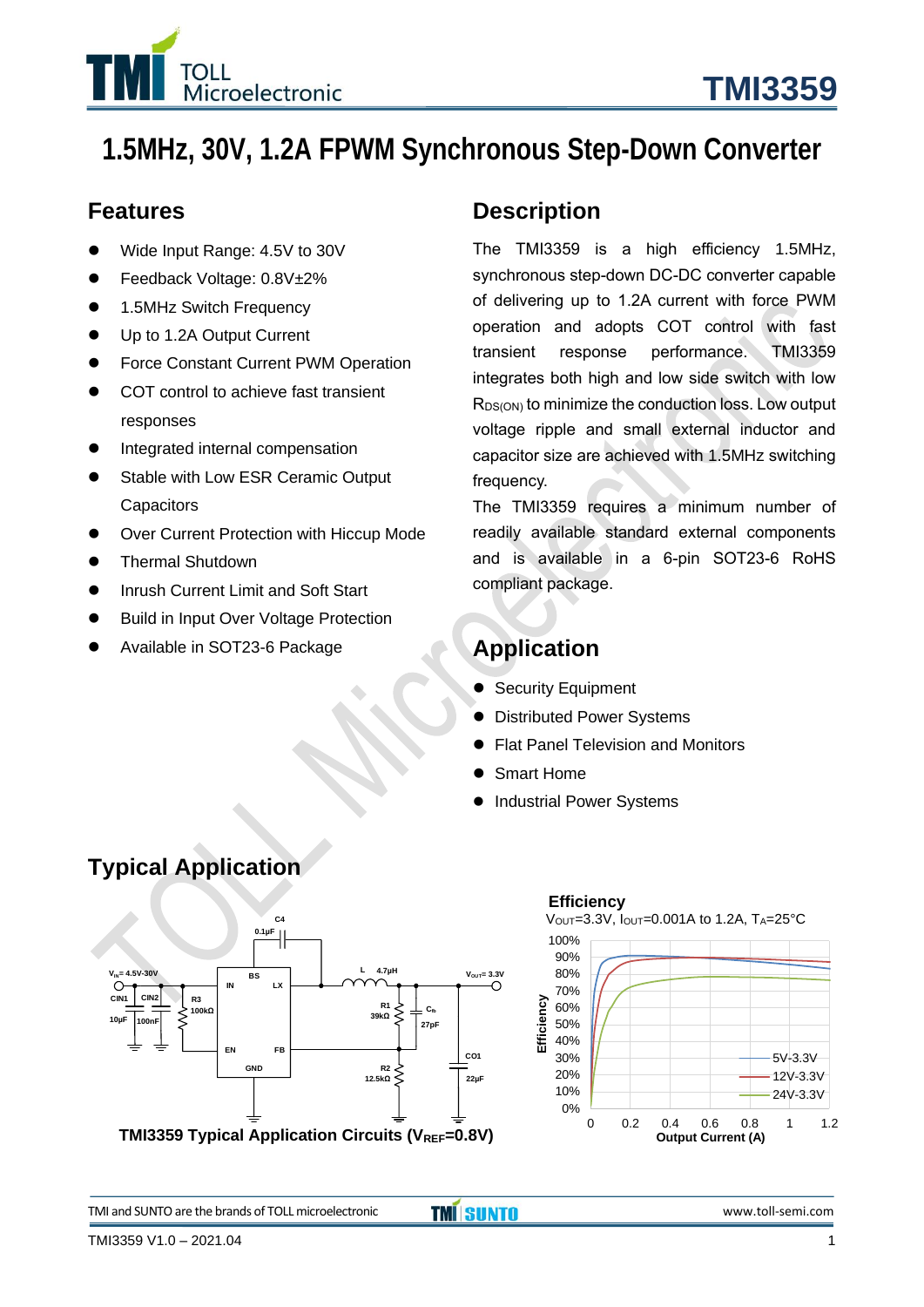# TMI3359

# 1.5MHz, 30V, 1.2A FPWM Synchronous Step-Down Converter

## Features

- Wide Input Range: 4.5V to 30V
- Feedback Voltage: 0.8V±2%
- 1.5MHz Switch Frequency
- Up to 1.2A Output Current
- Force Constant Current PWM Operation
- COT control to achieve fast transient responses
- Integrated internal compensation
- Stable with Low ESR Ceramic Output Capacitors
- Over Current Protection with Hiccup Mode
- Thermal Shutdown
- Inrush Current Limit and Soft Start
- Build in Input Over Voltage Protection
- Available in SOT23-6 Package

## Description

The TMI3359 is a high efficiency 1.5MHz, synchronous step-down DC-DC converter capable of delivering up to 1.2A current with force PWM operation and adopts COT control with fast transient response performance. TMI3359 integrates both high and low side switch with low $R_{DS(ON)}$ to minimize the conduction loss. Low output voltage ripple and small external inductor and capacitor size are achieved with 1.5MHz switching frequency.

The TMI3359 requires a minimum number of readily available standard external components and is available in a 6-pin SOT23-6 RoHS compliant package.

## Application

- Security Equipment
- Distributed Power Systems
- Flat Panel Television and Monitors
- Smart Home
- Industrial Power Systems

## Typical Application

**TMI3359 Typical Application Circuits ($V_{REF}$=0.8V)**

**Efficiency**

$V_{OUT}$=3.3V, $I_{OUT}$=0.001A to 1.2A, $T_A$=25°C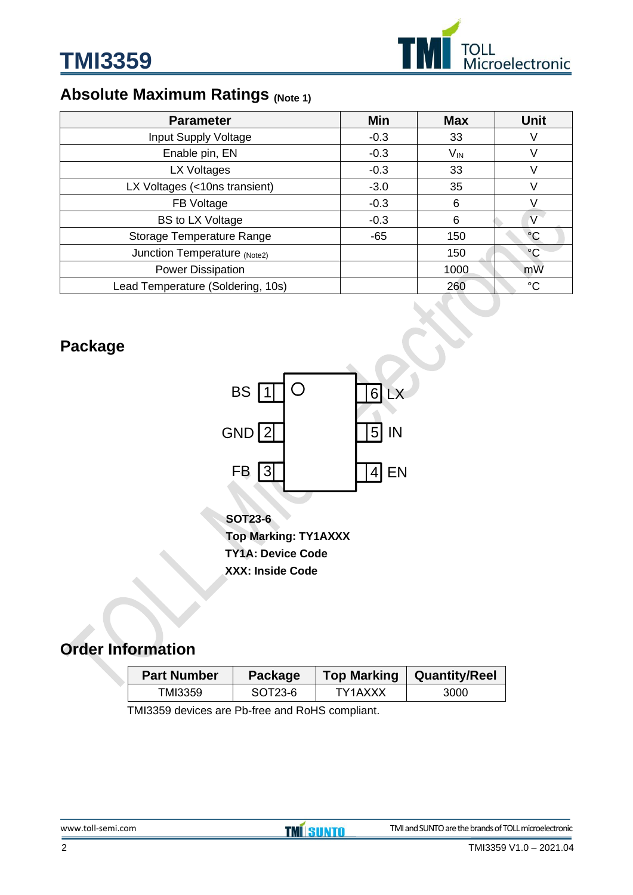## Absolute Maximum Ratings (Note 1)

| Parameter | Min | Max | Unit |
|---|---|---|---|
| Input Supply Voltage | -0.3 | 33 | V |
| Enable pin, EN | -0.3 | $V_{IN}$ | V |
| LX Voltages | -0.3 | 33 | V |
| LX Voltages (<10ns transient) | -3.0 | 35 | V |
| FB Voltage | -0.3 | 6 | V |
| BS to LX Voltage | -0.3 | 6 | V |
| Storage Temperature Range | -65 | 150 | °C |
| Junction Temperature (Note2) | | 150 | °C |
| Power Dissipation | | 1000 | mW |
| Lead Temperature (Soldering, 10s) | | 260 | °C |

## Package

| Pin | Name | | Pin | Name |
|---|---|---|---|---|
| 1 | BS | | 6 | LX |
| 2 | GND | | 5 | IN |
| 3 | FB | | 4 | EN |

**SOT23-6**

**Top Marking: TY1AXXX**

**TY1A: Device Code**

**XXX: Inside Code**

## Order Information

| Part Number | Package | Top Marking | Quantity/Reel |
|---|---|---|---|
| TMI3359 | SOT23-6 | TY1AXXX | 3000 |

TMI3359 devices are Pb-free and RoHS compliant.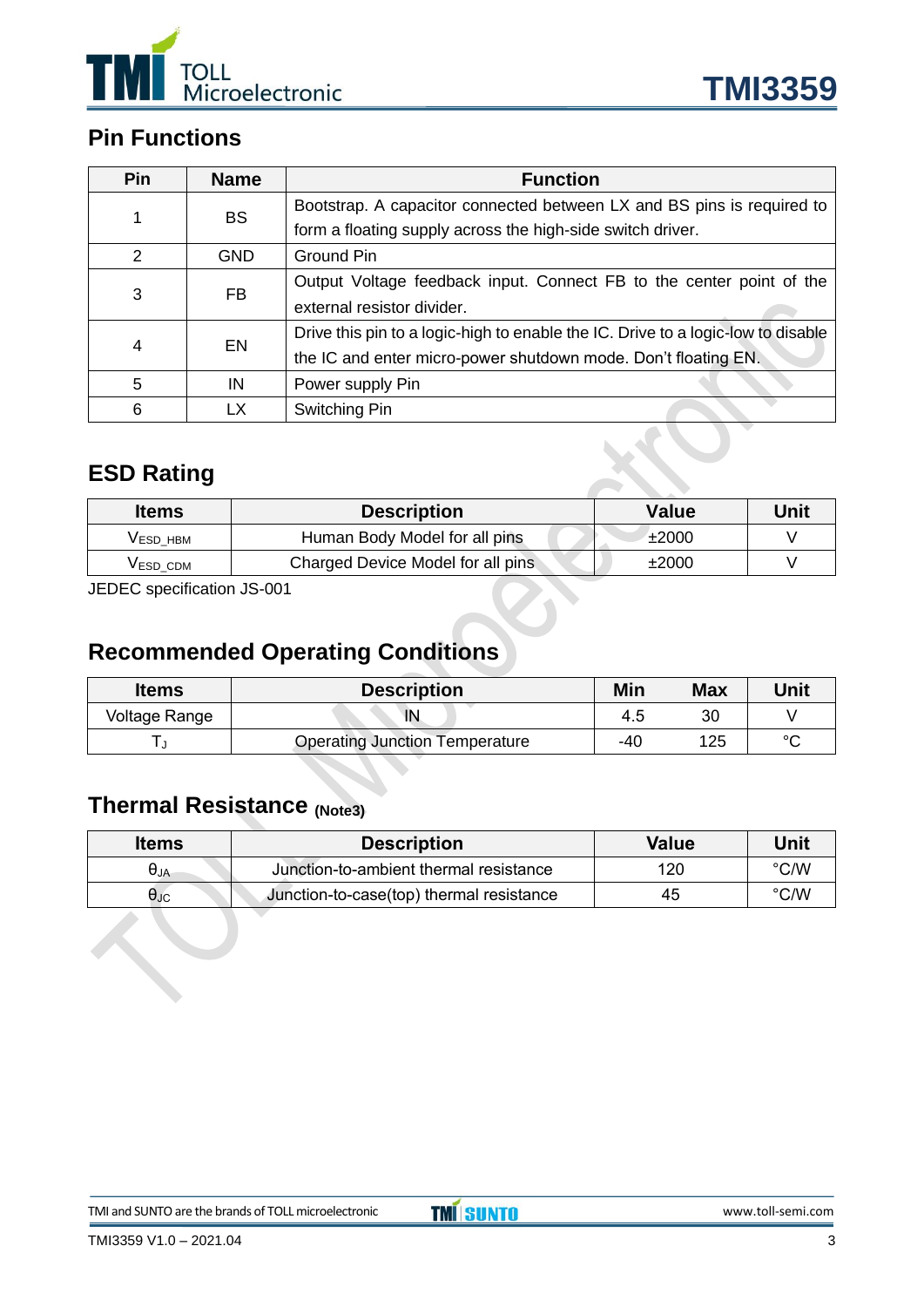## Pin Functions

| Pin | Name | Function |
|---|---|---|
| 1 | BS | Bootstrap. A capacitor connected between LX and BS pins is required to form a floating supply across the high-side switch driver. |
| 2 | GND | Ground Pin |
| 3 | FB | Output Voltage feedback input. Connect FB to the center point of the external resistor divider. |
| 4 | EN | Drive this pin to a logic-high to enable the IC. Drive to a logic-low to disable the IC and enter micro-power shutdown mode. Don't floating EN. |
| 5 | IN | Power supply Pin |
| 6 | LX | Switching Pin |

## ESD Rating

| Items | Description | Value | Unit |
|---|---|---|---|
| $V_{ESD\_HBM}$ | Human Body Model for all pins | ±2000 | V |
| $V_{ESD\_CDM}$ | Charged Device Model for all pins | ±2000 | V |

JEDEC specification JS-001

## Recommended Operating Conditions

| Items | Description | Min | Max | Unit |
|---|---|---|---|---|
| Voltage Range | IN | 4.5 | 30 | V |
| $T_J$ | Operating Junction Temperature | -40 | 125 | °C |

## Thermal Resistance (Note3)

| Items | Description | Value | Unit |
|---|---|---|---|
| $\theta_{JA}$ | Junction-to-ambient thermal resistance | 120 | °C/W |
| $\theta_{JC}$ | Junction-to-case(top) thermal resistance | 45 | °C/W |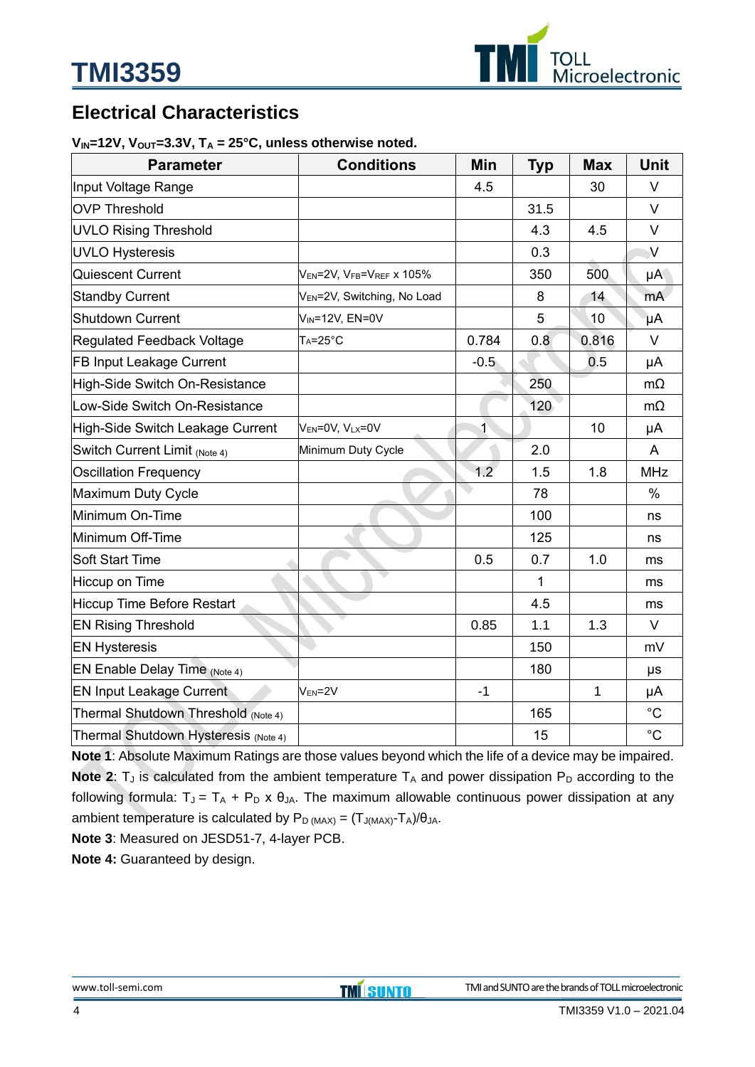## Electrical Characteristics

**$V_{IN}$=12V, $V_{OUT}$=3.3V, $T_A$ = 25°C, unless otherwise noted.**

| Parameter | Conditions | Min | Typ | Max | Unit |
|---|---|---|---|---|---|
| Input Voltage Range | | 4.5 | | 30 | V |
| OVP Threshold | | | 31.5 | | V |
| UVLO Rising Threshold | | | 4.3 | 4.5 | V |
| UVLO Hysteresis | | | 0.3 | | V |
| Quiescent Current | $V_{EN}$=2V, $V_{FB}$=$V_{REF}$ x 105% | | 350 | 500 | μA |
| Standby Current | $V_{EN}$=2V, Switching, No Load | | 8 | 14 | mA |
| Shutdown Current | $V_{IN}$=12V, EN=0V | | 5 | 10 | μA |
| Regulated Feedback Voltage | $T_A$=25°C | 0.784 | 0.8 | 0.816 | V |
| FB Input Leakage Current | | -0.5 | | 0.5 | μA |
| High-Side Switch On-Resistance | | | 250 | | mΩ |
| Low-Side Switch On-Resistance | | | 120 | | mΩ |
| High-Side Switch Leakage Current | $V_{EN}$=0V, $V_{LX}$=0V | 1 | | 10 | μA |
| Switch Current Limit (Note 4) | Minimum Duty Cycle | | 2.0 | | A |
| Oscillation Frequency | | 1.2 | 1.5 | 1.8 | MHz |
| Maximum Duty Cycle | | | 78 | | % |
| Minimum On-Time | | | 100 | | ns |
| Minimum Off-Time | | | 125 | | ns |
| Soft Start Time | | 0.5 | 0.7 | 1.0 | ms |
| Hiccup on Time | | | 1 | | ms |
| Hiccup Time Before Restart | | | 4.5 | | ms |
| EN Rising Threshold | | 0.85 | 1.1 | 1.3 | V |
| EN Hysteresis | | | 150 | | mV |
| EN Enable Delay Time (Note 4) | | | 180 | | μs |
| EN Input Leakage Current | $V_{EN}$=2V | -1 | | 1 | μA |
| Thermal Shutdown Threshold (Note 4) | | | 165 | | °C |
| Thermal Shutdown Hysteresis (Note 4) | | | 15 | | °C |

**Note 1**: Absolute Maximum Ratings are those values beyond which the life of a device may be impaired.

**Note 2**: $T_J$ is calculated from the ambient temperature $T_A$ and power dissipation $P_D$ according to the following formula: $T_J = T_A + P_D \times \theta_{JA}$. The maximum allowable continuous power dissipation at any ambient temperature is calculated by $P_{D(MAX)} = (T_{J(MAX)} - T_A)/\theta_{JA}$.

**Note 3**: Measured on JESD51-7, 4-layer PCB.

**Note 4:** Guaranteed by design.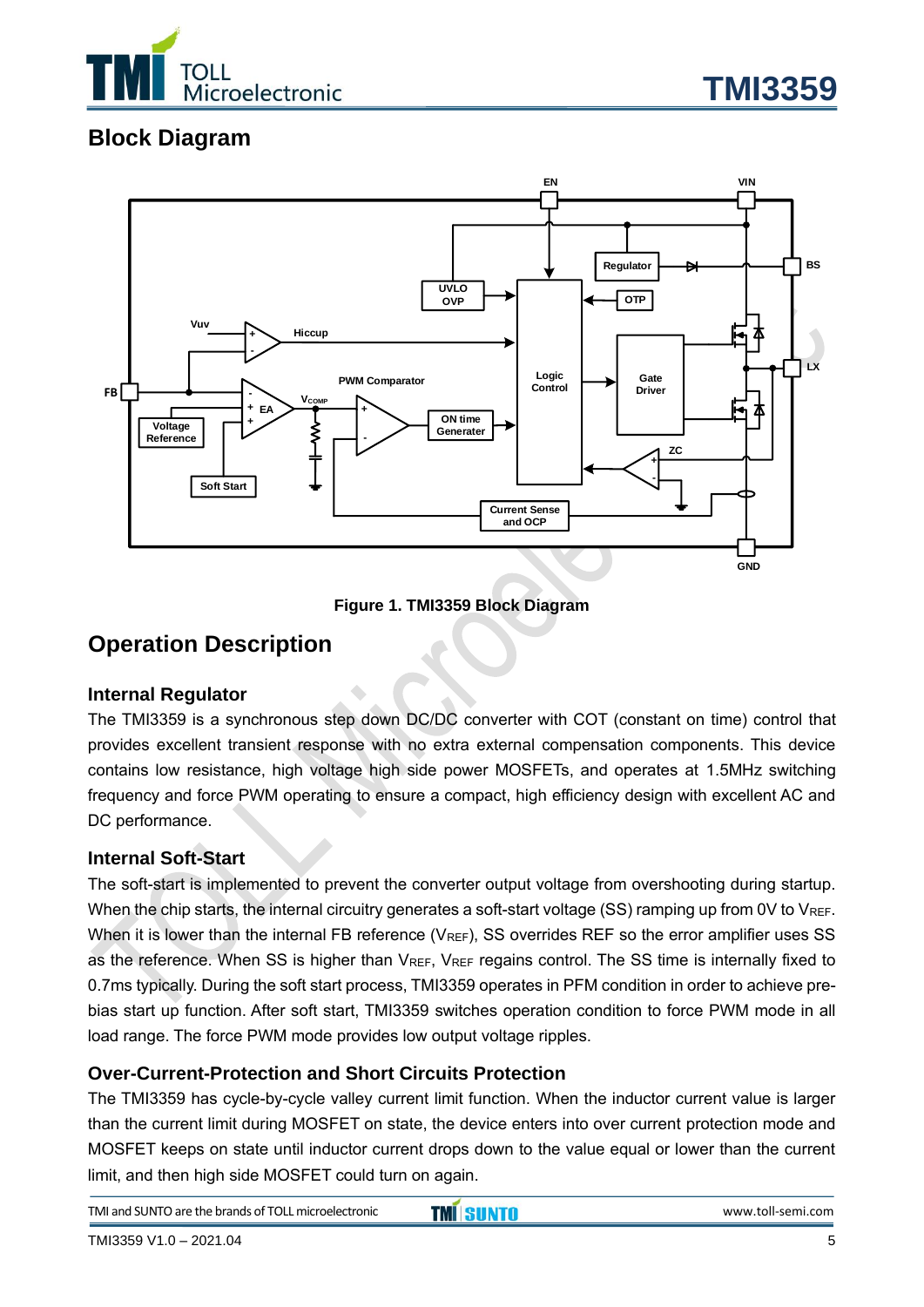## Block Diagram

Figure 1. TMI3359 Block Diagram

## Operation Description

### Internal Regulator

The TMI3359 is a synchronous step down DC/DC converter with COT (constant on time) control that provides excellent transient response with no extra external compensation components. This device contains low resistance, high voltage high side power MOSFETs, and operates at 1.5MHz switching frequency and force PWM operating to ensure a compact, high efficiency design with excellent AC and DC performance.

### Internal Soft-Start

The soft-start is implemented to prevent the converter output voltage from overshooting during startup. When the chip starts, the internal circuitry generates a soft-start voltage (SS) ramping up from 0V to $V_{REF}$. When it is lower than the internal FB reference ($V_{REF}$), SS overrides REF so the error amplifier uses SS as the reference. When SS is higher than $V_{REF}$, $V_{REF}$ regains control. The SS time is internally fixed to 0.7ms typically. During the soft start process, TMI3359 operates in PFM condition in order to achieve pre-bias start up function. After soft start, TMI3359 switches operation condition to force PWM mode in all load range. The force PWM mode provides low output voltage ripples.

### Over-Current-Protection and Short Circuits Protection

The TMI3359 has cycle-by-cycle valley current limit function. When the inductor current value is larger than the current limit during MOSFET on state, the device enters into over current protection mode and MOSFET keeps on state until inductor current drops down to the value equal or lower than the current limit, and then high side MOSFET could turn on again.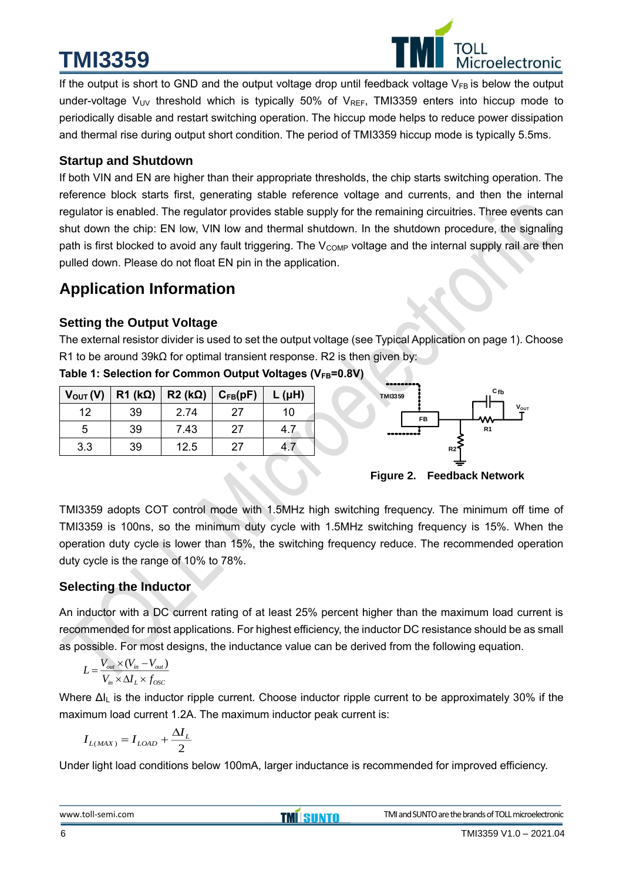If the output is short to GND and the output voltage drop until feedback voltage $V_{FB}$ is below the output under-voltage $V_{UV}$ threshold which is typically 50% of $V_{REF}$, TMI3359 enters into hiccup mode to periodically disable and restart switching operation. The hiccup mode helps to reduce power dissipation and thermal rise during output short condition. The period of TMI3359 hiccup mode is typically 5.5ms.

### Startup and Shutdown

If both VIN and EN are higher than their appropriate thresholds, the chip starts switching operation. The reference block starts first, generating stable reference voltage and currents, and then the internal regulator is enabled. The regulator provides stable supply for the remaining circuitries. Three events can shut down the chip: EN low, VIN low and thermal shutdown. In the shutdown procedure, the signaling path is first blocked to avoid any fault triggering. The $V_{COMP}$ voltage and the internal supply rail are then pulled down. Please do not float EN pin in the application.

## Application Information

### Setting the Output Voltage

The external resistor divider is used to set the output voltage (see Typical Application on page 1). Choose R1 to be around 39kΩ for optimal transient response. R2 is then given by:

**Table 1: Selection for Common Output Voltages ($V_{FB}$=0.8V)**

| $V_{OUT}$ (V) | R1 (kΩ) | R2 (kΩ) | $C_{FB}$(pF) | L (μH) |
|---|---|---|---|---|
| 12 | 39 | 2.74 | 27 | 10 |
| 5 | 39 | 7.43 | 27 | 4.7 |
| 3.3 | 39 | 12.5 | 27 | 4.7 |

**Figure 2. Feedback Network**

TMI3359 adopts COT control mode with 1.5MHz high switching frequency. The minimum off time of TMI3359 is 100ns, so the minimum duty cycle with 1.5MHz switching frequency is 15%. When the operation duty cycle is lower than 15%, the switching frequency reduce. The recommended operation duty cycle is the range of 10% to 78%.

### Selecting the Inductor

An inductor with a DC current rating of at least 25% percent higher than the maximum load current is recommended for most applications. For highest efficiency, the inductor DC resistance should be as small as possible. For most designs, the inductance value can be derived from the following equation.

$$L = \frac{V_{out} \times (V_{in} - V_{out})}{V_{in} \times \Delta I_L \times f_{OSC}}$$

Where $\Delta I_L$ is the inductor ripple current. Choose inductor ripple current to be approximately 30% if the maximum load current 1.2A. The maximum inductor peak current is:

$$I_{L(MAX)} = I_{LOAD} + \frac{\Delta I_L}{2}$$

Under light load conditions below 100mA, larger inductance is recommended for improved efficiency.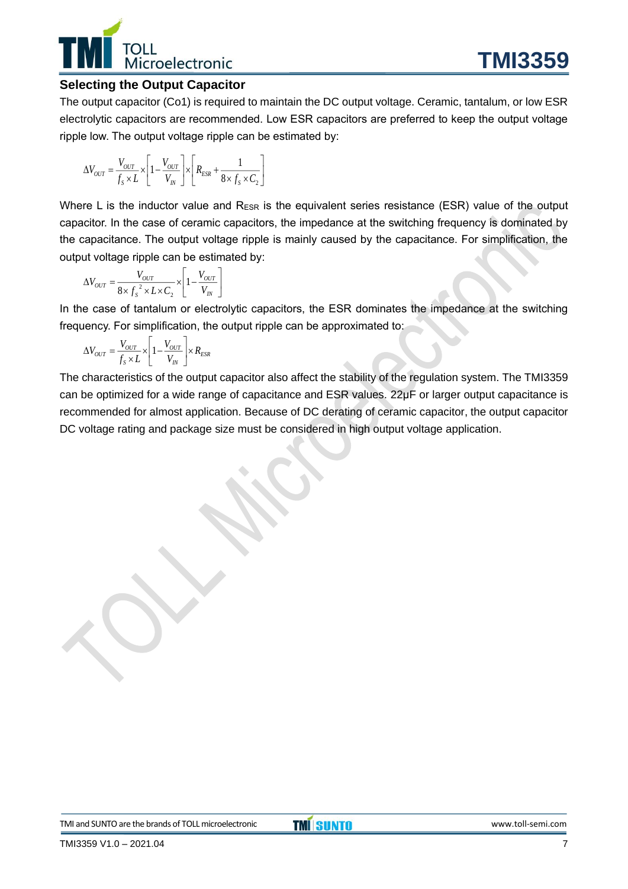### Selecting the Output Capacitor

The output capacitor (Co1) is required to maintain the DC output voltage. Ceramic, tantalum, or low ESR electrolytic capacitors are recommended. Low ESR capacitors are preferred to keep the output voltage ripple low. The output voltage ripple can be estimated by:

$$\Delta V_{OUT} = \frac{V_{OUT}}{f_S \times L} \times \left[1 - \frac{V_{OUT}}{V_{IN}}\right] \times \left[R_{ESR} + \frac{1}{8 \times f_S \times C_2}\right]$$

Where L is the inductor value and $R_{ESR}$ is the equivalent series resistance (ESR) value of the output capacitor. In the case of ceramic capacitors, the impedance at the switching frequency is dominated by the capacitance. The output voltage ripple is mainly caused by the capacitance. For simplification, the output voltage ripple can be estimated by:

$$\Delta V_{OUT} = \frac{V_{OUT}}{8 \times f_S^{\,2} \times L \times C_2} \times \left[1 - \frac{V_{OUT}}{V_{IN}}\right]$$

In the case of tantalum or electrolytic capacitors, the ESR dominates the impedance at the switching frequency. For simplification, the output ripple can be approximated to:

$$\Delta V_{OUT} = \frac{V_{OUT}}{f_S \times L} \times \left[1 - \frac{V_{OUT}}{V_{IN}}\right] \times R_{ESR}$$

The characteristics of the output capacitor also affect the stability of the regulation system. The TMI3359 can be optimized for a wide range of capacitance and ESR values. 22μF or larger output capacitance is recommended for almost application. Because of DC derating of ceramic capacitor, the output capacitor DC voltage rating and package size must be considered in high output voltage application.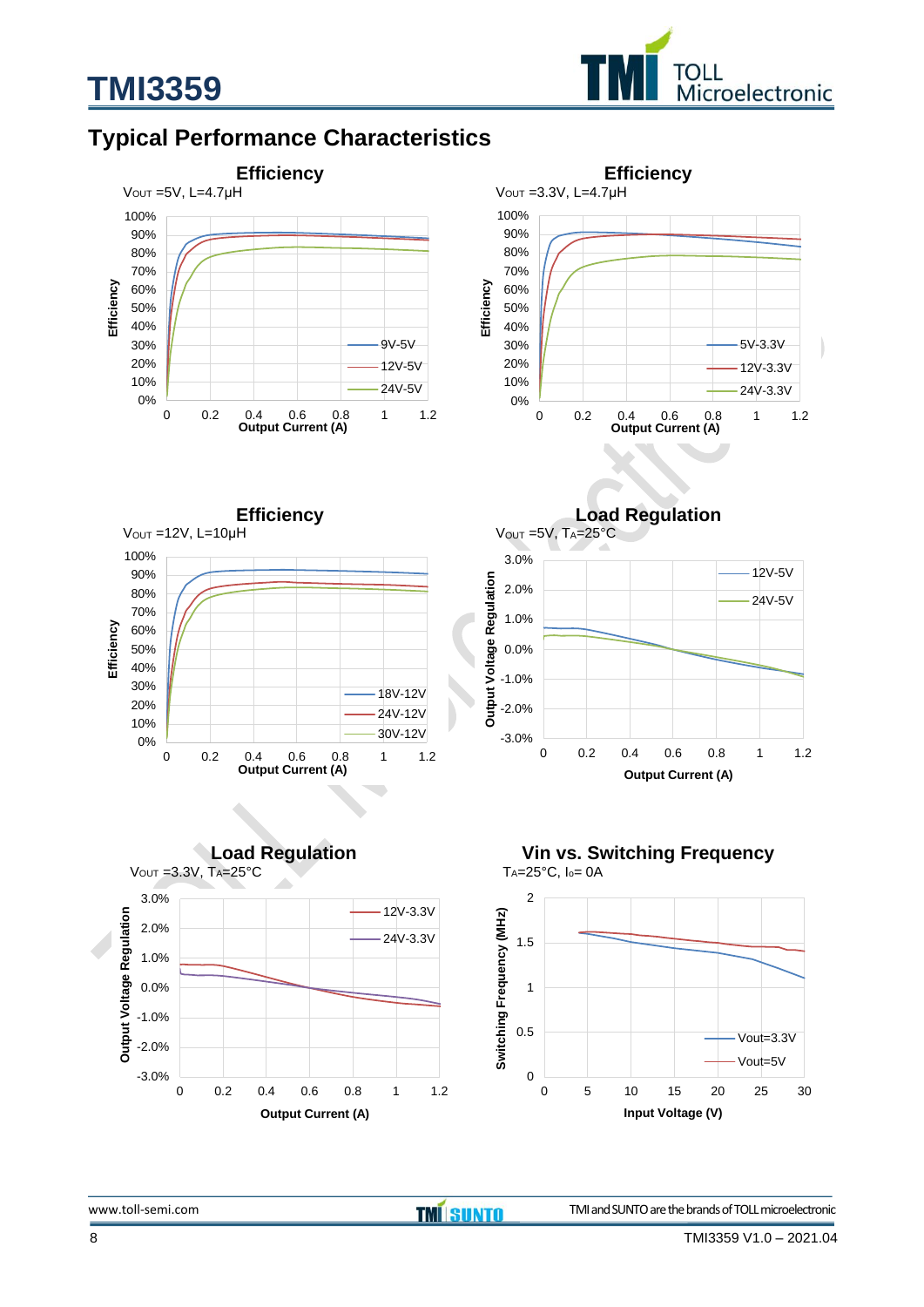## Typical Performance Characteristics

**Efficiency**

$V_{OUT}$ =5V, L=4.7μH

**Efficiency**

$V_{OUT}$ =3.3V, L=4.7μH

**Efficiency**

$V_{OUT}$ =12V, L=10μH

**Load Regulation**

$V_{OUT}$ =5V, $T_A$=25°C

**Load Regulation**

$V_{OUT}$ =3.3V, $T_A$=25°C

**Vin vs. Switching Frequency**

$T_A$=25°C, $I_O$= 0A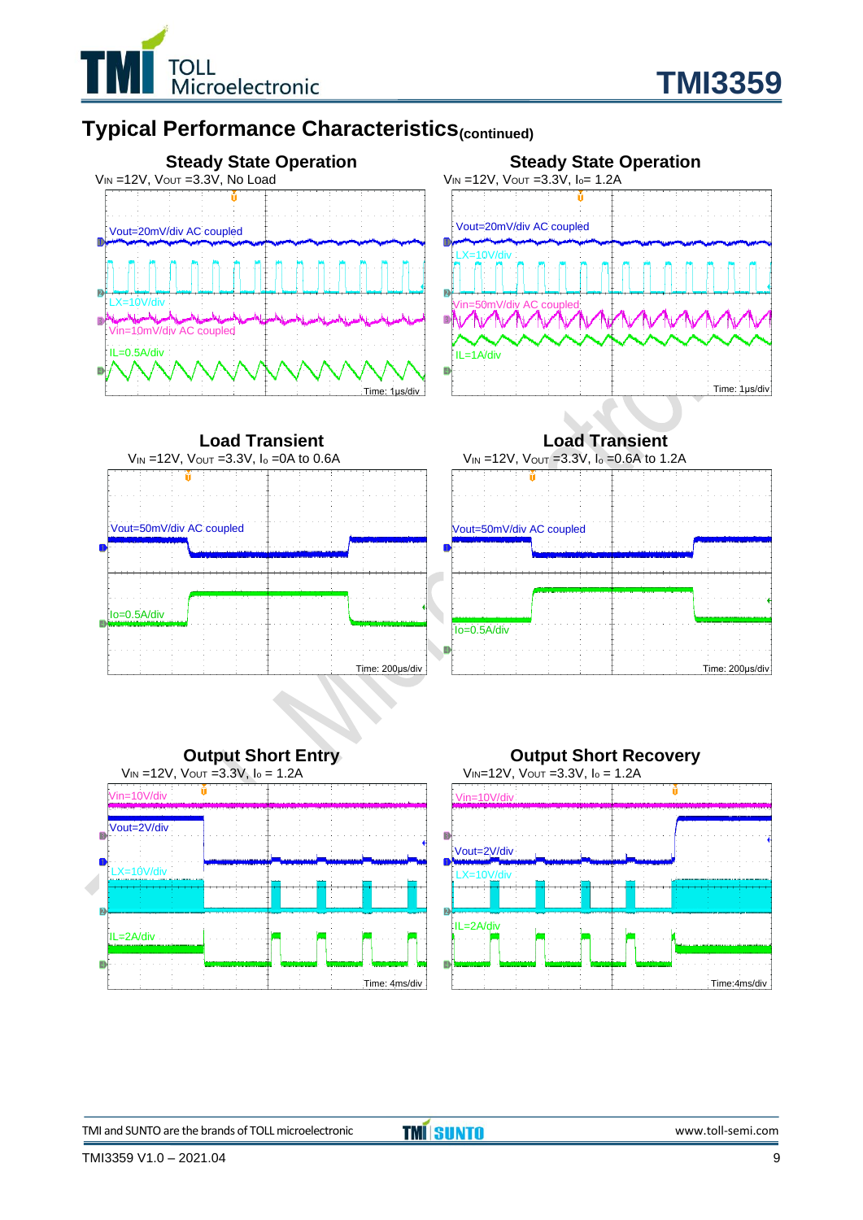## Typical Performance Characteristics(continued)

**Steady State Operation**

$V_{IN}$ =12V, $V_{OUT}$ =3.3V, No Load

Vout=20mV/div AC coupled

LX=10V/div

Vin=10mV/div AC coupled

IL=0.5A/div

Time: 1μs/div

**Steady State Operation**

$V_{IN}$ =12V, $V_{OUT}$ =3.3V, $I_o$= 1.2A

Vout=20mV/div AC coupled

LX=10V/div

Vin=50mV/div AC coupled

IL=1A/div

Time: 1μs/div

**Load Transient**

$V_{IN}$ =12V, $V_{OUT}$ =3.3V, $I_o$ =0A to 0.6A

Vout=50mV/div AC coupled

Io=0.5A/div

Time: 200μs/div

**Load Transient**

$V_{IN}$ =12V, $V_{OUT}$ =3.3V, $I_o$ =0.6A to 1.2A

Vout=50mV/div AC coupled

Io=0.5A/div

Time: 200μs/div

**Output Short Entry**

$V_{IN}$ =12V, $V_{OUT}$ =3.3V, $I_o$ = 1.2A

Vin=10V/div

Vout=2V/div

LX=10V/div

IL=2A/div

Time: 4ms/div

**Output Short Recovery**

$V_{IN}$=12V, $V_{OUT}$ =3.3V, $I_o$ = 1.2A

Vin=10V/div

Vout=2V/div

LX=10V/div

IL=2A/div

Time:4ms/div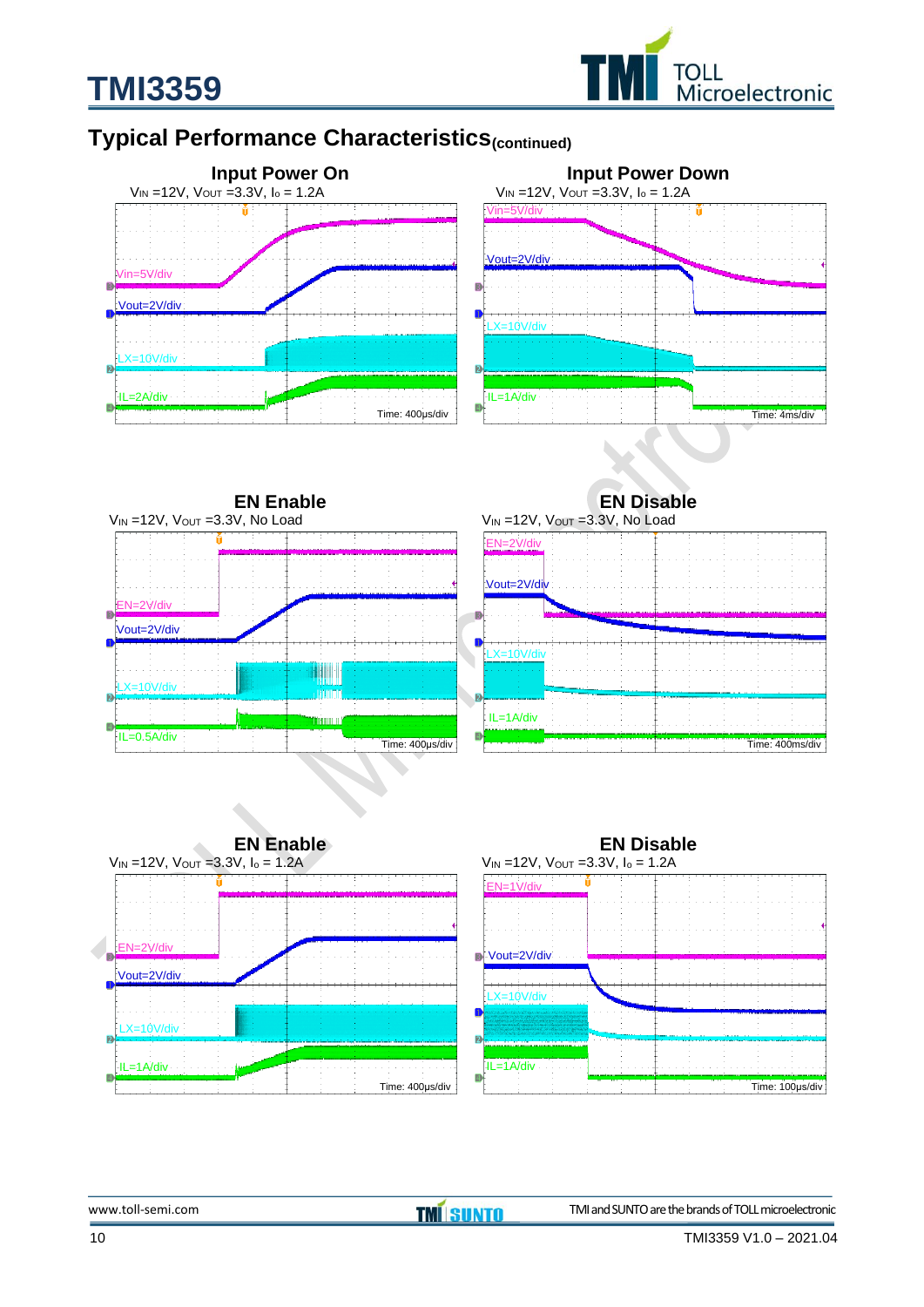## Typical Performance Characteristics(continued)

**Input Power On**

$V_{IN}$ =12V, $V_{OUT}$ =3.3V, $I_o$ = 1.2A

Vin=5V/div
Vout=2V/div
LX=10V/div
IL=2A/div
Time: 400µs/div

**Input Power Down**

$V_{IN}$ =12V, $V_{OUT}$ =3.3V, $I_o$ = 1.2A

Vin=5V/div
Vout=2V/div
LX=10V/div
IL=1A/div
Time: 4ms/div

**EN Enable**

$V_{IN}$ =12V, $V_{OUT}$ =3.3V, No Load

EN=2V/div
Vout=2V/div
LX=10V/div
IL=0.5A/div
Time: 400µs/div

**EN Disable**

$V_{IN}$ =12V, $V_{OUT}$ =3.3V, No Load

EN=2V/div
Vout=2V/div
LX=10V/div
IL=1A/div
Time: 400ms/div

**EN Enable**

$V_{IN}$ =12V, $V_{OUT}$ =3.3V, $I_o$ = 1.2A

EN=2V/div
Vout=2V/div
LX=10V/div
IL=1A/div
Time: 400µs/div

**EN Disable**

$V_{IN}$ =12V, $V_{OUT}$ =3.3V, $I_o$ = 1.2A

EN=1V/div
Vout=2V/div
LX=10V/div
IL=1A/div
Time: 100µs/div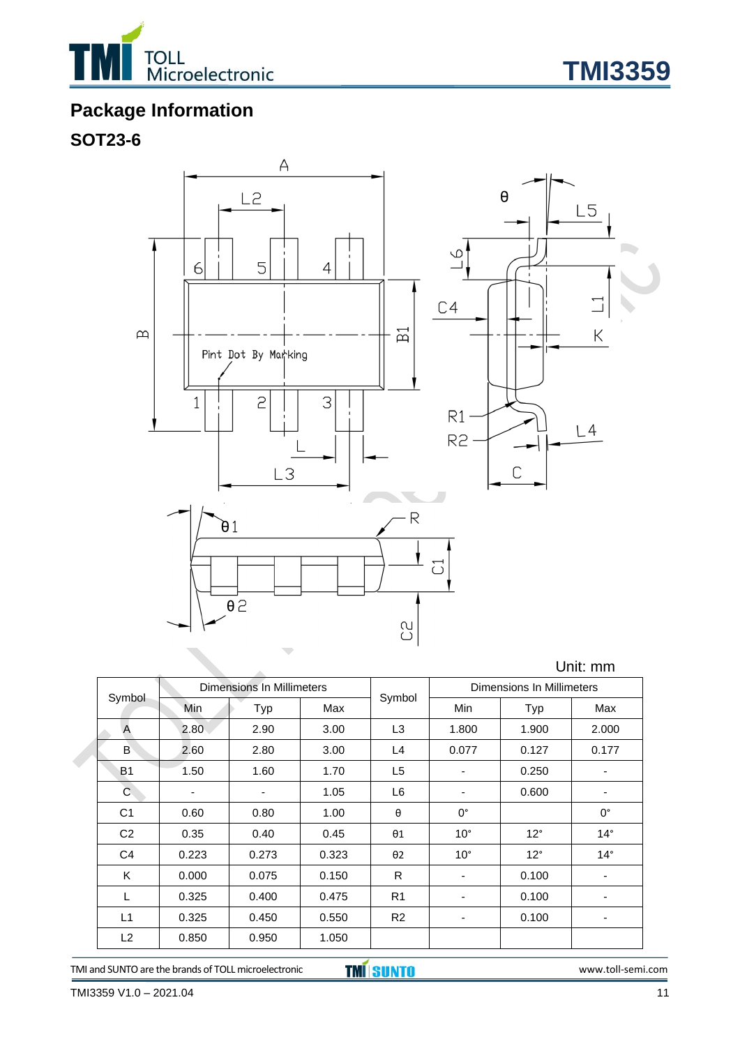## Package Information

### SOT23-6

Unit: mm

| Symbol | Dimensions In Millimeters | | | Symbol | Dimensions In Millimeters | | |
|---|---|---|---|---|---|---|---|
| | Min | Typ | Max | | Min | Typ | Max |
| A | 2.80 | 2.90 | 3.00 | L3 | 1.800 | 1.900 | 2.000 |
| B | 2.60 | 2.80 | 3.00 | L4 | 0.077 | 0.127 | 0.177 |
| B1 | 1.50 | 1.60 | 1.70 | L5 | - | 0.250 | - |
| C | - | - | 1.05 | L6 | - | 0.600 | - |
| C1 | 0.60 | 0.80 | 1.00 | θ | 0° | | 0° |
| C2 | 0.35 | 0.40 | 0.45 | θ1 | 10° | 12° | 14° |
| C4 | 0.223 | 0.273 | 0.323 | θ2 | 10° | 12° | 14° |
| K | 0.000 | 0.075 | 0.150 | R | - | 0.100 | - |
| L | 0.325 | 0.400 | 0.475 | R1 | - | 0.100 | - |
| L1 | 0.325 | 0.450 | 0.550 | R2 | - | 0.100 | - |
| L2 | 0.850 | 0.950 | 1.050 | | | | |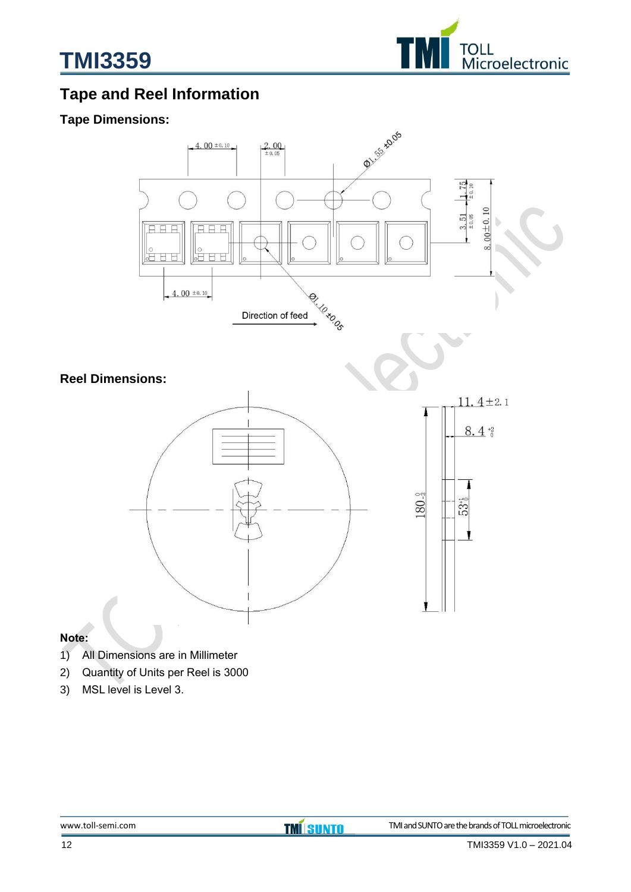## Tape and Reel Information

### Tape Dimensions:

4.00 ±0.10

2.00 ±0.05

Ø1.55 ±0.05

1.75 ±0.10

3.51 ±0.05

8.00±0.10

4.00 ±0.10

Ø1.10 ±0.05

Direction of feed

### Reel Dimensions:

11.4±2.1

8.4 $^{+2}_{0}$

180 $^{0}_{-3}$

53 $^{+1}_{0}$

**Note:**

1) All Dimensions are in Millimeter
2) Quantity of Units per Reel is 3000
3) MSL level is Level 3.